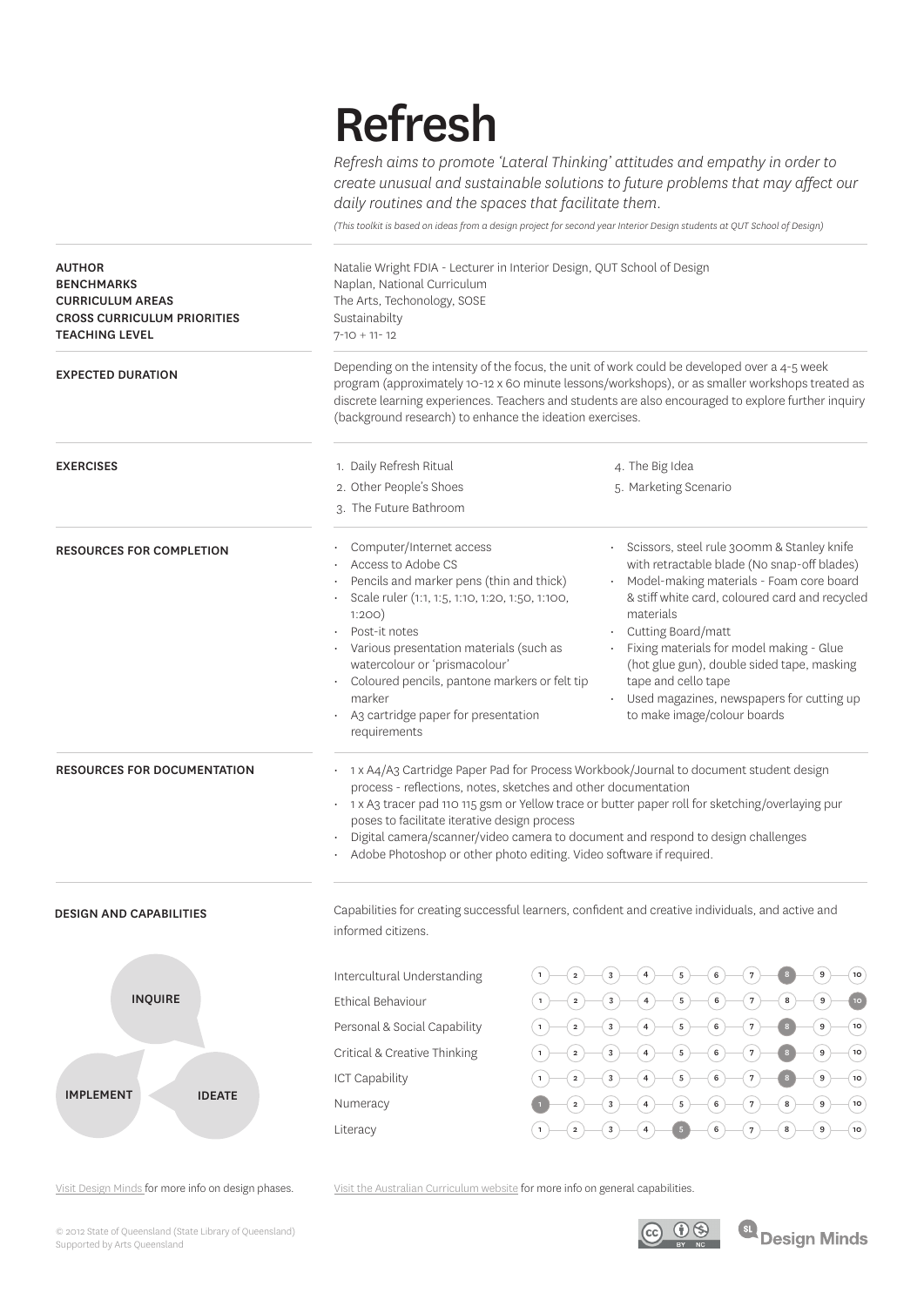# Refresh

*Refresh aims to promote 'Lateral Thinking' attitudes and empathy in order to create unusual and sustainable solutions to future problems that may affect our daily routines and the spaces that facilitate them.*

*(This toolkit is based on ideas from a design project for second year Interior Design students at QUT School of Design)*

| | |
|---|---|
| AUTHOR | Natalie Wright FDIA - Lecturer in Interior Design, QUT School of Design |
| BENCHMARKS | Naplan, National Curriculum |
| CURRICULUM AREAS | The Arts, Techonology, SOSE |
| CROSS CURRICULUM PRIORITIES | Sustainabilty |
| TEACHING LEVEL | 7-10 + 11- 12 |

**EXPECTED DURATION**

Depending on the intensity of the focus, the unit of work could be developed over a 4-5 week program (approximately 10-12 x 60 minute lessons/workshops), or as smaller workshops treated as discrete learning experiences. Teachers and students are also encouraged to explore further inquiry (background research) to enhance the ideation exercises.

**EXERCISES**

1. Daily Refresh Ritual
2. Other People's Shoes
3. The Future Bathroom
4. The Big Idea
5. Marketing Scenario

**RESOURCES FOR COMPLETION**

- Computer/Internet access
- Access to Adobe CS
- Pencils and marker pens (thin and thick)
- Scale ruler (1:1, 1:5, 1:10, 1:20, 1:50, 1:100, 1:200)
- Post-it notes
- Various presentation materials (such as watercolour or 'prismacolour'
- Coloured pencils, pantone markers or felt tip marker
- A3 cartridge paper for presentation requirements
- Scissors, steel rule 300mm & Stanley knife with retractable blade (No snap-off blades)
- Model-making materials - Foam core board & stiff white card, coloured card and recycled materials
- Cutting Board/matt
- Fixing materials for model making - Glue (hot glue gun), double sided tape, masking tape and cello tape
- Used magazines, newspapers for cutting up to make image/colour boards

**RESOURCES FOR DOCUMENTATION**

- 1 x A4/A3 Cartridge Paper Pad for Process Workbook/Journal to document student design process - reflections, notes, sketches and other documentation
- 1 x A3 tracer pad 110 115 gsm or Yellow trace or butter paper roll for sketching/overlaying pur poses to facilitate iterative design process
- Digital camera/scanner/video camera to document and respond to design challenges
- Adobe Photoshop or other photo editing. Video software if required.

**DESIGN AND CAPABILITIES**

INQUIRE → IDEATE → IMPLEMENT

Capabilities for creating successful learners, confident and creative individuals, and active and informed citizens.

| Capability | Level (1–10) |
|---|---|
| Intercultural Understanding | 8 |
| Ethical Behaviour | 10 |
| Personal & Social Capability | 8 |
| Critical & Creative Thinking | 8 |
| ICT Capability | 8 |
| Numeracy | 1 |
| Literacy | 5 |

Visit Design Minds for more info on design phases.

Visit the Australian Curriculum website for more info on general capabilities.

© 2012 State of Queensland (State Library of Queensland)
Supported by Arts Queensland

Design Minds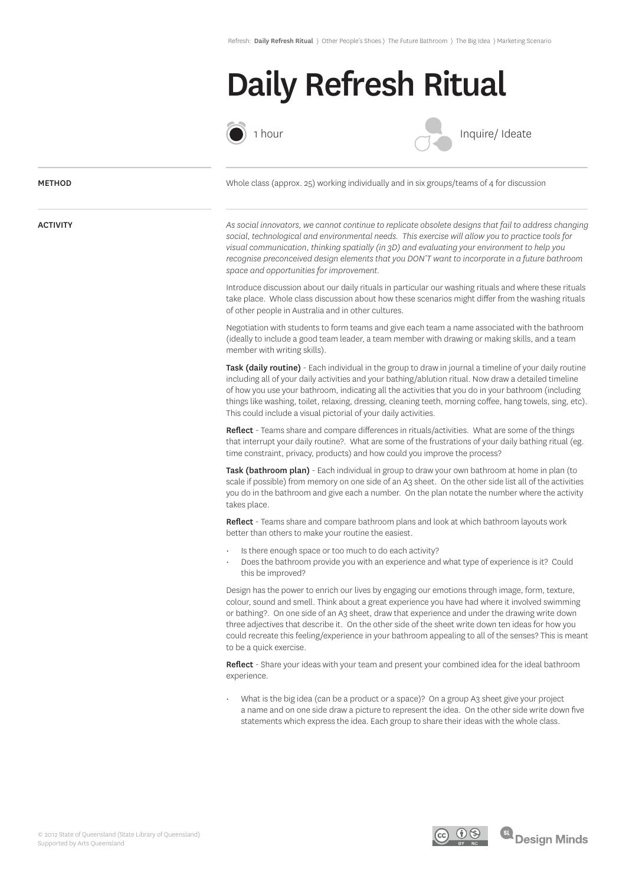Refresh: **Daily Refresh Ritual** 〉 Other People's Shoes 〉 The Future Bathroom 〉 The Big Idea 〉 Marketing Scenario

# Daily Refresh Ritual

1 hour

Inquire/ Ideate

**METHOD**

Whole class (approx. 25) working individually and in six groups/teams of 4 for discussion

**ACTIVITY**

*As social innovators, we cannot continue to replicate obsolete designs that fail to address changing social, technological and environmental needs. This exercise will allow you to practice tools for visual communication, thinking spatially (in 3D) and evaluating your environment to help you recognise preconceived design elements that you DON'T want to incorporate in a future bathroom space and opportunities for improvement.*

Introduce discussion about our daily rituals in particular our washing rituals and where these rituals take place. Whole class discussion about how these scenarios might differ from the washing rituals of other people in Australia and in other cultures.

Negotiation with students to form teams and give each team a name associated with the bathroom (ideally to include a good team leader, a team member with drawing or making skills, and a team member with writing skills).

**Task (daily routine)** - Each individual in the group to draw in journal a timeline of your daily routine including all of your daily activities and your bathing/ablution ritual. Now draw a detailed timeline of how you use your bathroom, indicating all the activities that you do in your bathroom (including things like washing, toilet, relaxing, dressing, cleaning teeth, morning coffee, hang towels, sing, etc). This could include a visual pictorial of your daily activities.

**Reflect** - Teams share and compare differences in rituals/activities. What are some of the things that interrupt your daily routine?. What are some of the frustrations of your daily bathing ritual (eg. time constraint, privacy, products) and how could you improve the process?

**Task (bathroom plan)** - Each individual in group to draw your own bathroom at home in plan (to scale if possible) from memory on one side of an A3 sheet. On the other side list all of the activities you do in the bathroom and give each a number. On the plan notate the number where the activity takes place.

**Reflect** - Teams share and compare bathroom plans and look at which bathroom layouts work better than others to make your routine the easiest.

- Is there enough space or too much to do each activity?
- Does the bathroom provide you with an experience and what type of experience is it? Could this be improved?

Design has the power to enrich our lives by engaging our emotions through image, form, texture, colour, sound and smell. Think about a great experience you have had where it involved swimming or bathing?. On one side of an A3 sheet, draw that experience and under the drawing write down three adjectives that describe it. On the other side of the sheet write down ten ideas for how you could recreate this feeling/experience in your bathroom appealing to all of the senses? This is meant to be a quick exercise.

**Reflect** - Share your ideas with your team and present your combined idea for the ideal bathroom experience.

- What is the big idea (can be a product or a space)? On a group A3 sheet give your project a name and on one side draw a picture to represent the idea. On the other side write down five statements which express the idea. Each group to share their ideas with the whole class.

© 2012 State of Queensland (State Library of Queensland)
Supported by Arts Queensland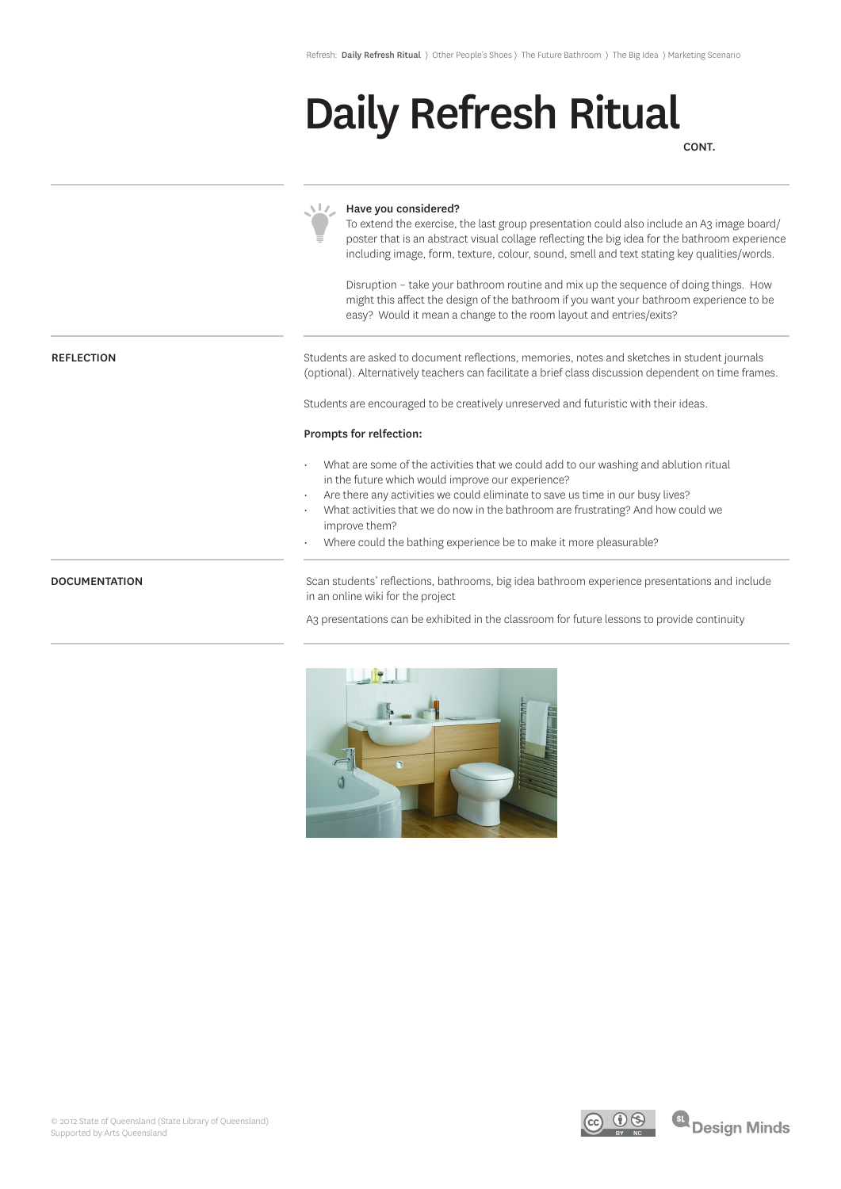# Daily Refresh Ritual

CONT.

**Have you considered?**

To extend the exercise, the last group presentation could also include an A3 image board/ poster that is an abstract visual collage reflecting the big idea for the bathroom experience including image, form, texture, colour, sound, smell and text stating key qualities/words.

Disruption – take your bathroom routine and mix up the sequence of doing things. How might this affect the design of the bathroom if you want your bathroom experience to be easy? Would it mean a change to the room layout and entries/exits?

## REFLECTION

Students are asked to document reflections, memories, notes and sketches in student journals (optional). Alternatively teachers can facilitate a brief class discussion dependent on time frames.

Students are encouraged to be creatively unreserved and futuristic with their ideas.

**Prompts for relfection:**

- What are some of the activities that we could add to our washing and ablution ritual in the future which would improve our experience?
- Are there any activities we could eliminate to save us time in our busy lives?
- What activities that we do now in the bathroom are frustrating? And how could we improve them?
- Where could the bathing experience be to make it more pleasurable?

## DOCUMENTATION

Scan students' reflections, bathrooms, big idea bathroom experience presentations and include in an online wiki for the project

A3 presentations can be exhibited in the classroom for future lessons to provide continuity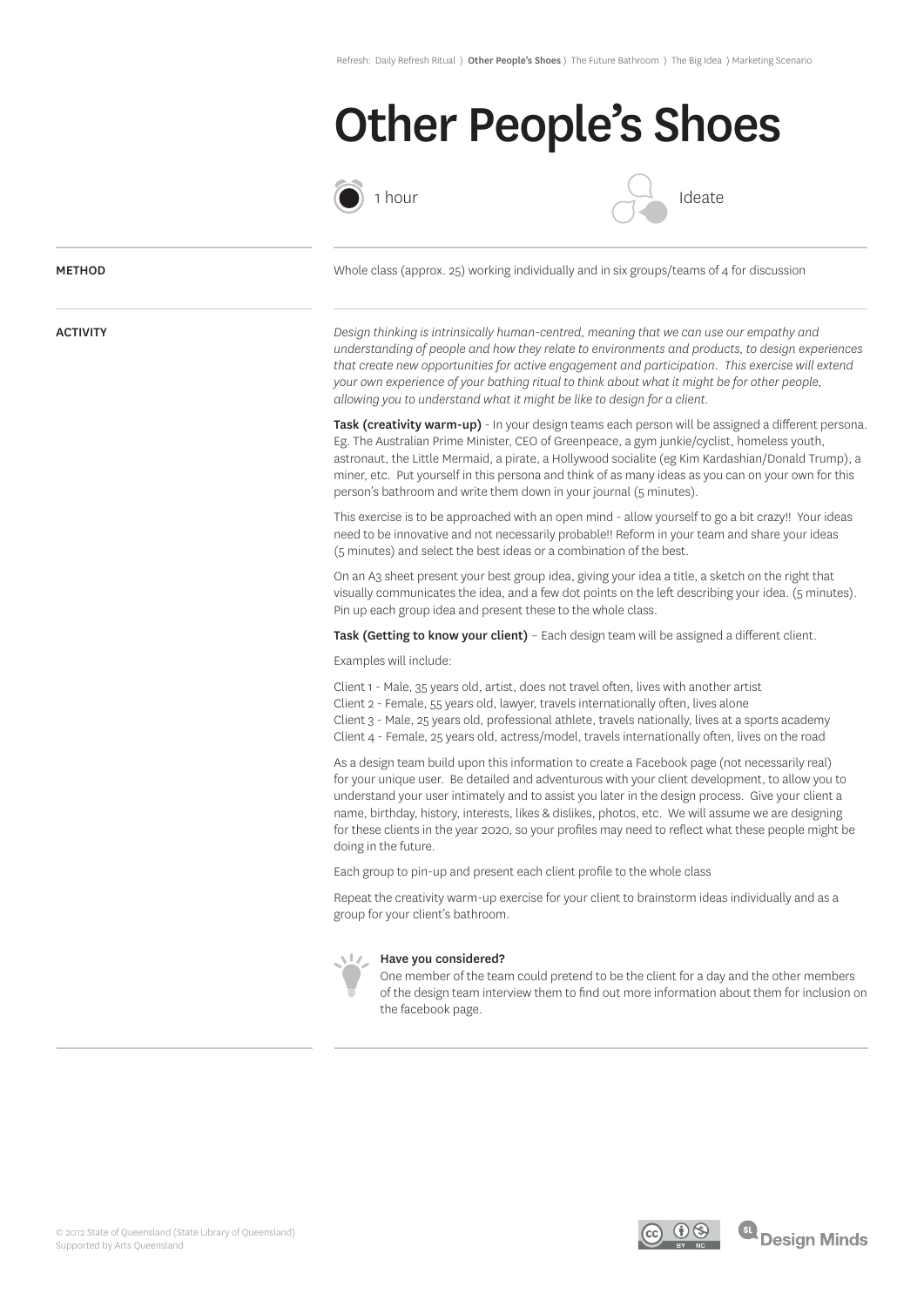Refresh: Daily Refresh Ritual ⟩ **Other People's Shoes** ⟩ The Future Bathroom ⟩ The Big Idea ⟩ Marketing Scenario

# Other People's Shoes

1 hour

Ideate

**METHOD**

Whole class (approx. 25) working individually and in six groups/teams of 4 for discussion

**ACTIVITY**

*Design thinking is intrinsically human-centred, meaning that we can use our empathy and understanding of people and how they relate to environments and products, to design experiences that create new opportunities for active engagement and participation. This exercise will extend your own experience of your bathing ritual to think about what it might be for other people, allowing you to understand what it might be like to design for a client.*

**Task (creativity warm-up)** - In your design teams each person will be assigned a different persona. Eg. The Australian Prime Minister, CEO of Greenpeace, a gym junkie/cyclist, homeless youth, astronaut, the Little Mermaid, a pirate, a Hollywood socialite (eg Kim Kardashian/Donald Trump), a miner, etc. Put yourself in this persona and think of as many ideas as you can on your own for this person's bathroom and write them down in your journal (5 minutes).

This exercise is to be approached with an open mind - allow yourself to go a bit crazy!! Your ideas need to be innovative and not necessarily probable!! Reform in your team and share your ideas (5 minutes) and select the best ideas or a combination of the best.

On an A3 sheet present your best group idea, giving your idea a title, a sketch on the right that visually communicates the idea, and a few dot points on the left describing your idea. (5 minutes). Pin up each group idea and present these to the whole class.

**Task (Getting to know your client)** – Each design team will be assigned a different client.

Examples will include:

Client 1 - Male, 35 years old, artist, does not travel often, lives with another artist
Client 2 - Female, 55 years old, lawyer, travels internationally often, lives alone
Client 3 - Male, 25 years old, professional athlete, travels nationally, lives at a sports academy
Client 4 - Female, 25 years old, actress/model, travels internationally often, lives on the road

As a design team build upon this information to create a Facebook page (not necessarily real) for your unique user. Be detailed and adventurous with your client development, to allow you to understand your user intimately and to assist you later in the design process. Give your client a name, birthday, history, interests, likes & dislikes, photos, etc. We will assume we are designing for these clients in the year 2020, so your profiles may need to reflect what these people might be doing in the future.

Each group to pin-up and present each client profile to the whole class

Repeat the creativity warm-up exercise for your client to brainstorm ideas individually and as a group for your client's bathroom.

**Have you considered?**
One member of the team could pretend to be the client for a day and the other members of the design team interview them to find out more information about them for inclusion on the facebook page.

© 2012 State of Queensland (State Library of Queensland)
Supported by Arts Queensland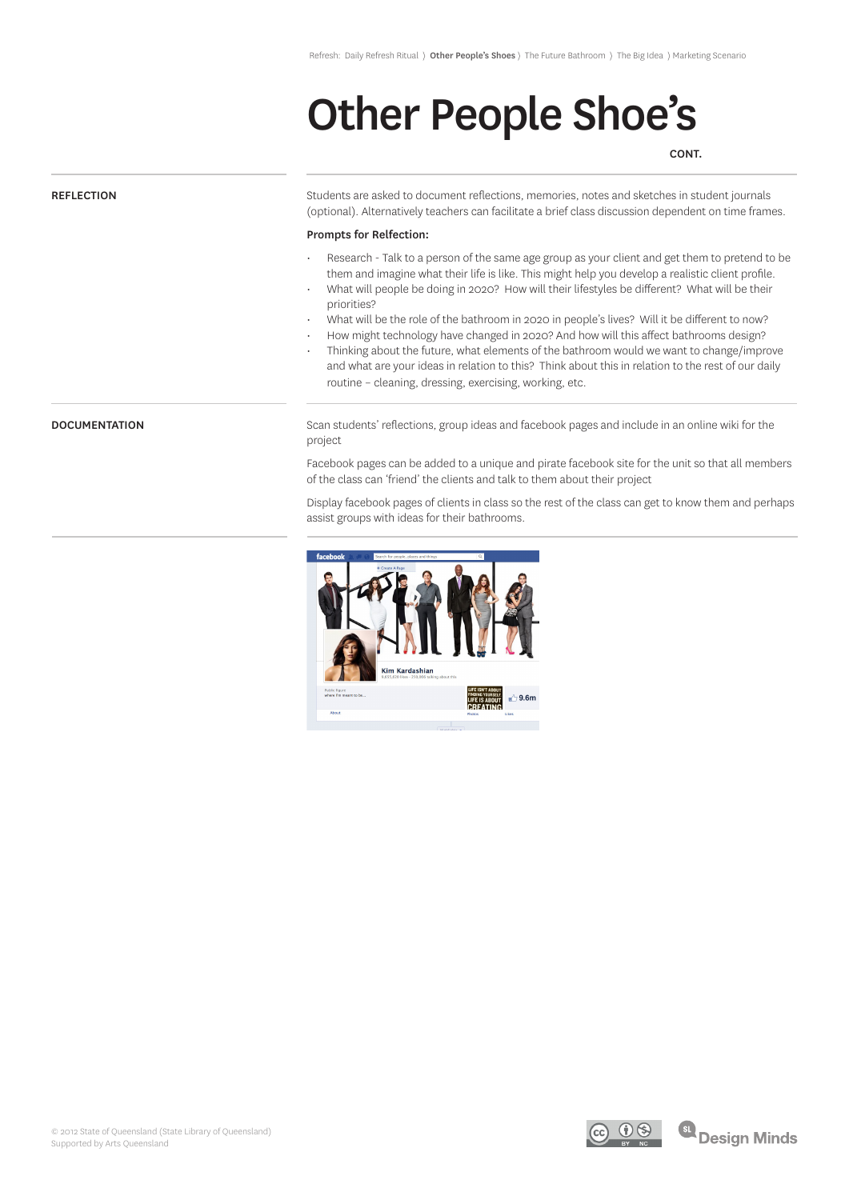Refresh: Daily Refresh Ritual 〉 **Other People's Shoes** 〉 The Future Bathroom 〉 The Big Idea 〉 Marketing Scenario

# Other People Shoe's

**CONT.**

## REFLECTION

Students are asked to document reflections, memories, notes and sketches in student journals (optional). Alternatively teachers can facilitate a brief class discussion dependent on time frames.

**Prompts for Relfection:**

- Research - Talk to a person of the same age group as your client and get them to pretend to be them and imagine what their life is like. This might help you develop a realistic client profile.
- What will people be doing in 2020? How will their lifestyles be different? What will be their priorities?
- What will be the role of the bathroom in 2020 in people's lives? Will it be different to now?
- How might technology have changed in 2020? And how will this affect bathrooms design?
- Thinking about the future, what elements of the bathroom would we want to change/improve and what are your ideas in relation to this? Think about this in relation to the rest of our daily routine – cleaning, dressing, exercising, working, etc.

## DOCUMENTATION

Scan students' reflections, group ideas and facebook pages and include in an online wiki for the project

Facebook pages can be added to a unique and pirate facebook site for the unit so that all members of the class can 'friend' the clients and talk to them about their project

Display facebook pages of clients in class so the rest of the class can get to know them and perhaps assist groups with ideas for their bathrooms.

© 2012 State of Queensland (State Library of Queensland)
Supported by Arts Queensland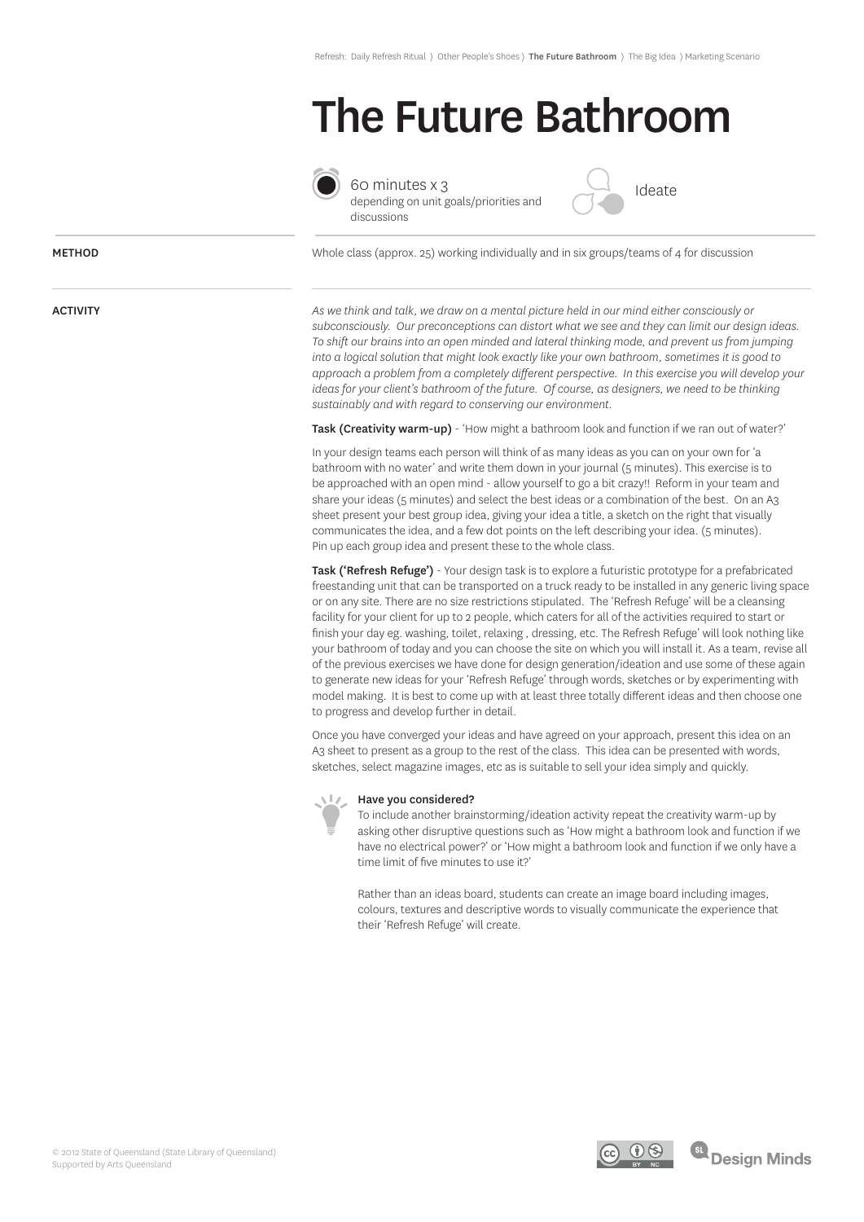# The Future Bathroom

60 minutes x 3
depending on unit goals/priorities and discussions

Ideate

**METHOD**

Whole class (approx. 25) working individually and in six groups/teams of 4 for discussion

**ACTIVITY**

*As we think and talk, we draw on a mental picture held in our mind either consciously or subconsciously. Our preconceptions can distort what we see and they can limit our design ideas. To shift our brains into an open minded and lateral thinking mode, and prevent us from jumping into a logical solution that might look exactly like your own bathroom, sometimes it is good to approach a problem from a completely different perspective. In this exercise you will develop your ideas for your client's bathroom of the future. Of course, as designers, we need to be thinking sustainably and with regard to conserving our environment.*

**Task (Creativity warm-up)** - 'How might a bathroom look and function if we ran out of water?'

In your design teams each person will think of as many ideas as you can on your own for 'a bathroom with no water' and write them down in your journal (5 minutes). This exercise is to be approached with an open mind - allow yourself to go a bit crazy!! Reform in your team and share your ideas (5 minutes) and select the best ideas or a combination of the best. On an A3 sheet present your best group idea, giving your idea a title, a sketch on the right that visually communicates the idea, and a few dot points on the left describing your idea. (5 minutes). Pin up each group idea and present these to the whole class.

**Task ('Refresh Refuge')** - Your design task is to explore a futuristic prototype for a prefabricated freestanding unit that can be transported on a truck ready to be installed in any generic living space or on any site. There are no size restrictions stipulated. The 'Refresh Refuge' will be a cleansing facility for your client for up to 2 people, which caters for all of the activities required to start or finish your day eg. washing, toilet, relaxing , dressing, etc. The Refresh Refuge' will look nothing like your bathroom of today and you can choose the site on which you will install it. As a team, revise all of the previous exercises we have done for design generation/ideation and use some of these again to generate new ideas for your 'Refresh Refuge' through words, sketches or by experimenting with model making. It is best to come up with at least three totally different ideas and then choose one to progress and develop further in detail.

Once you have converged your ideas and have agreed on your approach, present this idea on an A3 sheet to present as a group to the rest of the class. This idea can be presented with words, sketches, select magazine images, etc as is suitable to sell your idea simply and quickly.

**Have you considered?**

To include another brainstorming/ideation activity repeat the creativity warm-up by asking other disruptive questions such as 'How might a bathroom look and function if we have no electrical power?' or 'How might a bathroom look and function if we only have a time limit of five minutes to use it?'

Rather than an ideas board, students can create an image board including images, colours, textures and descriptive words to visually communicate the experience that their 'Refresh Refuge' will create.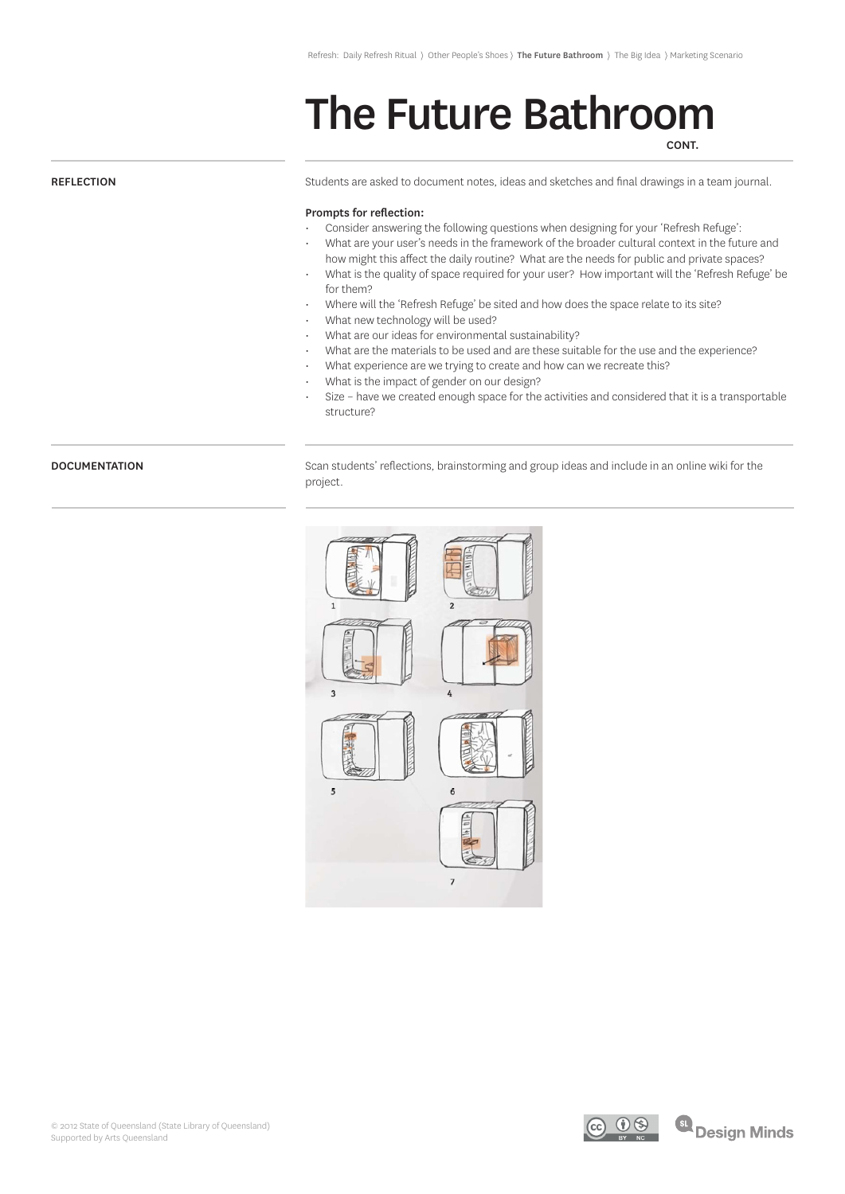# The Future Bathroom

CONT.

## REFLECTION

Students are asked to document notes, ideas and sketches and final drawings in a team journal.

**Prompts for reflection:**

- Consider answering the following questions when designing for your 'Refresh Refuge':
- What are your user's needs in the framework of the broader cultural context in the future and how might this affect the daily routine? What are the needs for public and private spaces?
- What is the quality of space required for your user? How important will the 'Refresh Refuge' be for them?
- Where will the 'Refresh Refuge' be sited and how does the space relate to its site?
- What new technology will be used?
- What are our ideas for environmental sustainability?
- What are the materials to be used and are these suitable for the use and the experience?
- What experience are we trying to create and how can we recreate this?
- What is the impact of gender on our design?
- Size – have we created enough space for the activities and considered that it is a transportable structure?

## DOCUMENTATION

Scan students' reflections, brainstorming and group ideas and include in an online wiki for the project.

© 2012 State of Queensland (State Library of Queensland)
Supported by Arts Queensland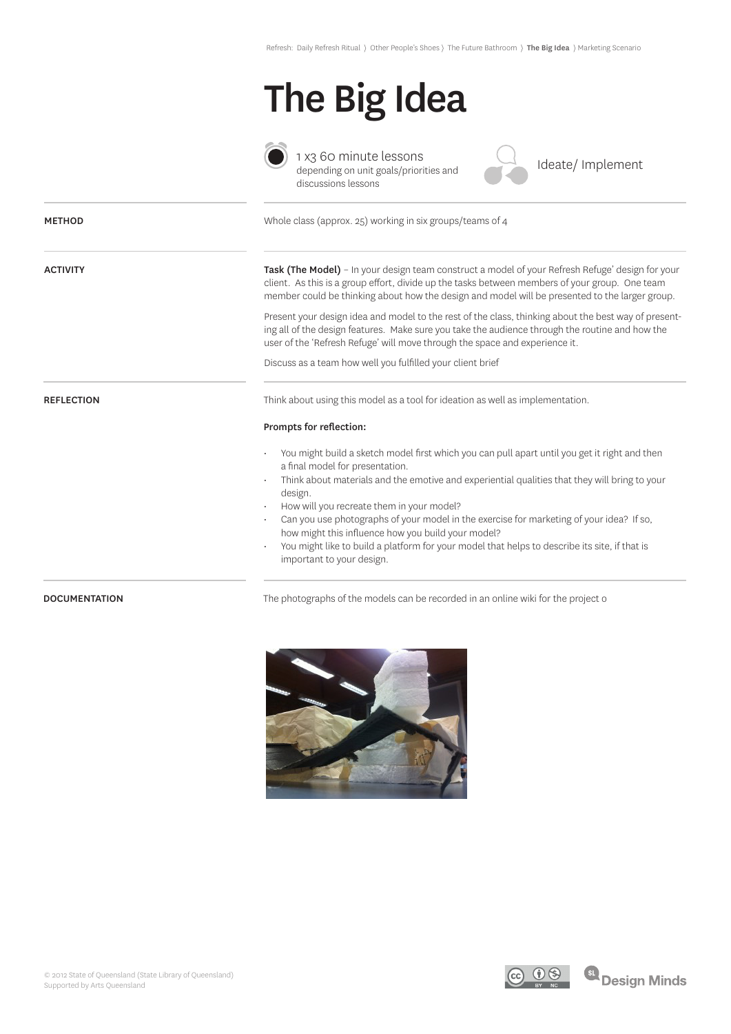Refresh: Daily Refresh Ritual 〉 Other People's Shoes 〉 The Future Bathroom 〉 **The Big Idea** 〉 Marketing Scenario

# The Big Idea

1 x3 60 minute lessons
depending on unit goals/priorities and discussions lessons

Ideate/ Implement

**METHOD**

Whole class (approx. 25) working in six groups/teams of 4

**ACTIVITY**

**Task (The Model)** – In your design team construct a model of your Refresh Refuge' design for your client. As this is a group effort, divide up the tasks between members of your group. One team member could be thinking about how the design and model will be presented to the larger group.

Present your design idea and model to the rest of the class, thinking about the best way of presenting all of the design features. Make sure you take the audience through the routine and how the user of the 'Refresh Refuge' will move through the space and experience it.

Discuss as a team how well you fulfilled your client brief

**REFLECTION**

Think about using this model as a tool for ideation as well as implementation.

**Prompts for reflection:**

- You might build a sketch model first which you can pull apart until you get it right and then a final model for presentation.
- Think about materials and the emotive and experiential qualities that they will bring to your design.
- How will you recreate them in your model?
- Can you use photographs of your model in the exercise for marketing of your idea? If so, how might this influence how you build your model?
- You might like to build a platform for your model that helps to describe its site, if that is important to your design.

**DOCUMENTATION**

The photographs of the models can be recorded in an online wiki for the project o

© 2012 State of Queensland (State Library of Queensland)
Supported by Arts Queensland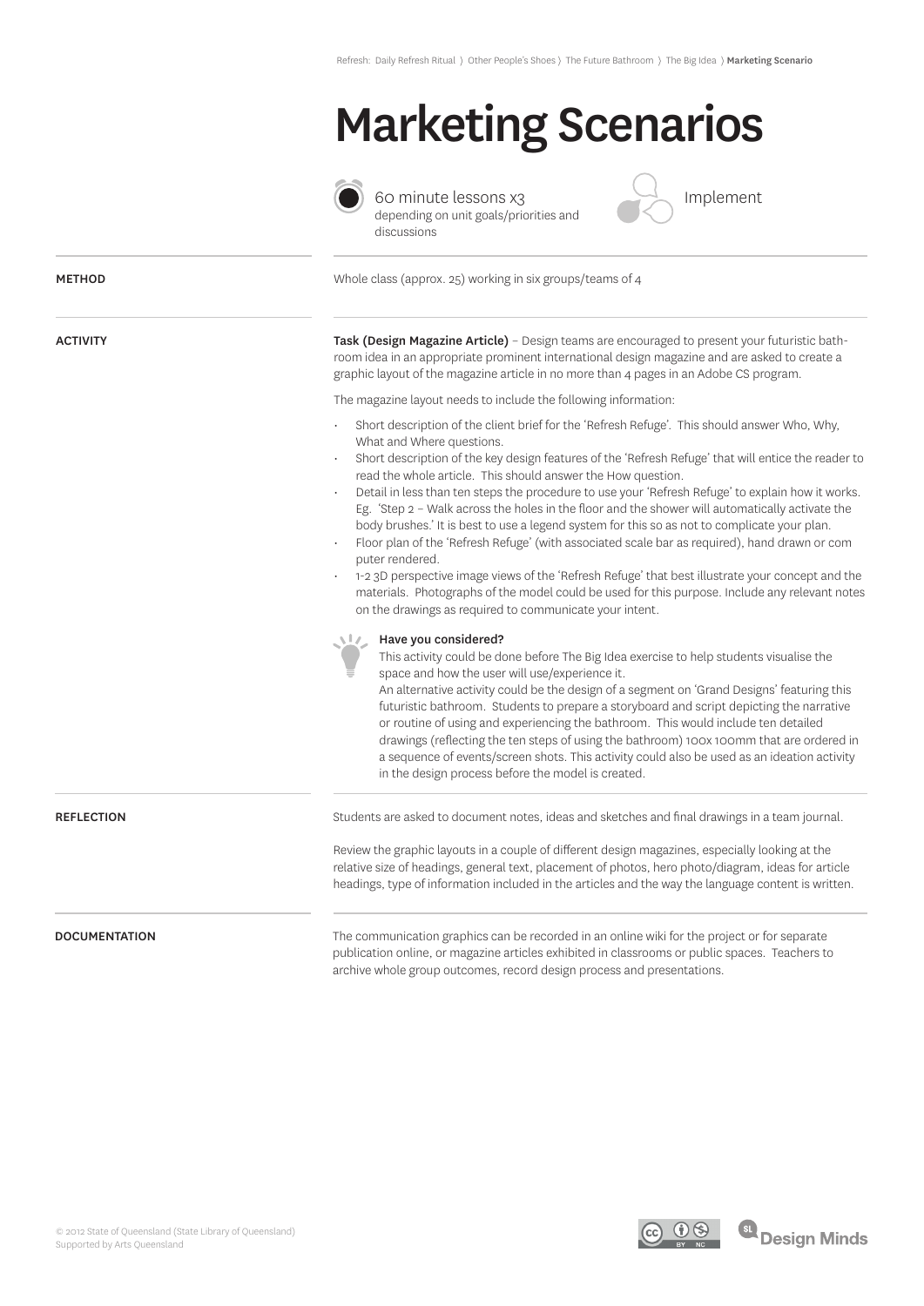# Marketing Scenarios

60 minute lessons x3
depending on unit goals/priorities and discussions

Implement

**METHOD**

Whole class (approx. 25) working in six groups/teams of 4

**ACTIVITY**

**Task (Design Magazine Article)** – Design teams are encouraged to present your futuristic bathroom idea in an appropriate prominent international design magazine and are asked to create a graphic layout of the magazine article in no more than 4 pages in an Adobe CS program.

The magazine layout needs to include the following information:

- Short description of the client brief for the 'Refresh Refuge'. This should answer Who, Why, What and Where questions.
- Short description of the key design features of the 'Refresh Refuge' that will entice the reader to read the whole article. This should answer the How question.
- Detail in less than ten steps the procedure to use your 'Refresh Refuge' to explain how it works. Eg. 'Step 2 – Walk across the holes in the floor and the shower will automatically activate the body brushes.' It is best to use a legend system for this so as not to complicate your plan.
- Floor plan of the 'Refresh Refuge' (with associated scale bar as required), hand drawn or computer rendered.
- 1-2 3D perspective image views of the 'Refresh Refuge' that best illustrate your concept and the materials. Photographs of the model could be used for this purpose. Include any relevant notes on the drawings as required to communicate your intent.

**Have you considered?**
This activity could be done before The Big Idea exercise to help students visualise the space and how the user will use/experience it.
An alternative activity could be the design of a segment on 'Grand Designs' featuring this futuristic bathroom. Students to prepare a storyboard and script depicting the narrative or routine of using and experiencing the bathroom. This would include ten detailed drawings (reflecting the ten steps of using the bathroom) 100x 100mm that are ordered in a sequence of events/screen shots. This activity could also be used as an ideation activity in the design process before the model is created.

**REFLECTION**

Students are asked to document notes, ideas and sketches and final drawings in a team journal.

Review the graphic layouts in a couple of different design magazines, especially looking at the relative size of headings, general text, placement of photos, hero photo/diagram, ideas for article headings, type of information included in the articles and the way the language content is written.

**DOCUMENTATION**

The communication graphics can be recorded in an online wiki for the project or for separate publication online, or magazine articles exhibited in classrooms or public spaces. Teachers to archive whole group outcomes, record design process and presentations.

© 2012 State of Queensland (State Library of Queensland)
Supported by Arts Queensland